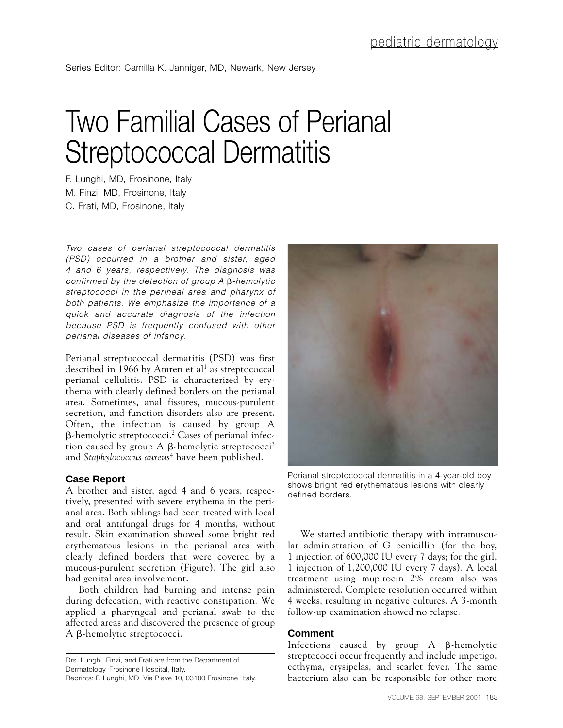Series Editor: Camilla K. Janniger, MD, Newark, New Jersey

# Two Familial Cases of Perianal Streptococcal Dermatitis

F. Lunghi, MD, Frosinone, Italy
M. Finzi, MD, Frosinone, Italy
C. Frati, MD, Frosinone, Italy

*Two cases of perianal streptococcal dermatitis (PSD) occurred in a brother and sister, aged 4 and 6 years, respectively. The diagnosis was confirmed by the detection of group A β-hemolytic streptococci in the perineal area and pharynx of both patients. We emphasize the importance of a quick and accurate diagnosis of the infection because PSD is frequently confused with other perianal diseases of infancy.*

Perianal streptococcal dermatitis (PSD) was first described in 1966 by Amren et al[1] as streptococcal perianal cellulitis. PSD is characterized by erythema with clearly defined borders on the perianal area. Sometimes, anal fissures, mucous-purulent secretion, and function disorders also are present. Often, the infection is caused by group A β-hemolytic streptococci.[2] Cases of perianal infection caused by group A β-hemolytic streptococci[3] and *Staphylococcus aureus*[4] have been published.

## Case Report

A brother and sister, aged 4 and 6 years, respectively, presented with severe erythema in the perianal area. Both siblings had been treated with local and oral antifungal drugs for 4 months, without result. Skin examination showed some bright red erythematous lesions in the perianal area with clearly defined borders that were covered by a mucous-purulent secretion (Figure). The girl also had genital area involvement.

Both children had burning and intense pain during defecation, with reactive constipation. We applied a pharyngeal and perianal swab to the affected areas and discovered the presence of group A β-hemolytic streptococci.

Perianal streptococcal dermatitis in a 4-year-old boy shows bright red erythematous lesions with clearly defined borders.

We started antibiotic therapy with intramuscular administration of G penicillin (for the boy, 1 injection of 600,000 IU every 7 days; for the girl, 1 injection of 1,200,000 IU every 7 days). A local treatment using mupirocin 2% cream also was administered. Complete resolution occurred within 4 weeks, resulting in negative cultures. A 3-month follow-up examination showed no relapse.

## Comment

Infections caused by group A β-hemolytic streptococci occur frequently and include impetigo, ecthyma, erysipelas, and scarlet fever. The same bacterium also can be responsible for other more

Drs. Lunghi, Finzi, and Frati are from the Department of Dermatology, Frosinone Hospital, Italy.
Reprints: F. Lunghi, MD, Via Piave 10, 03100 Frosinone, Italy.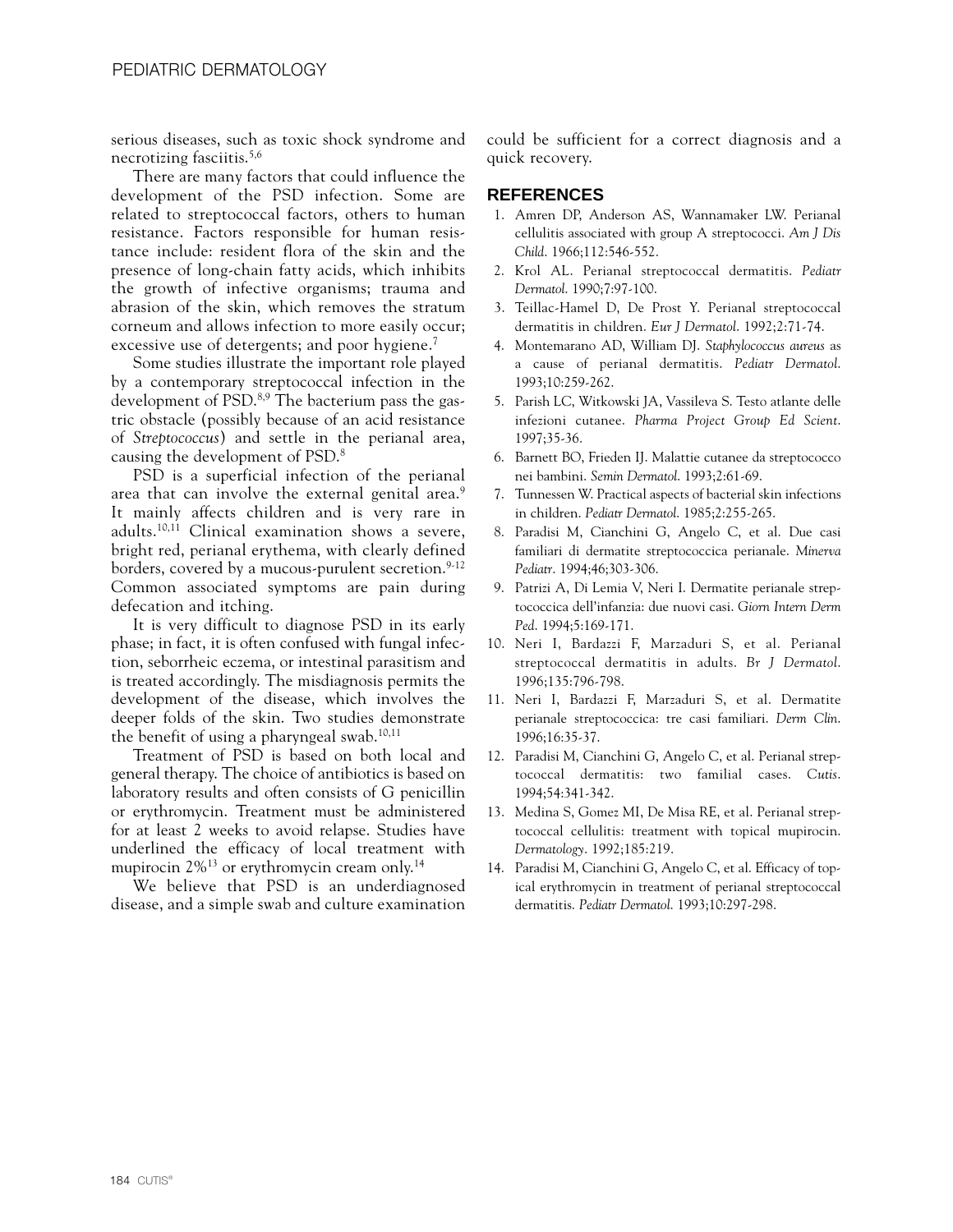serious diseases, such as toxic shock syndrome and necrotizing fasciitis.[5,6]

There are many factors that could influence the development of the PSD infection. Some are related to streptococcal factors, others to human resistance. Factors responsible for human resistance include: resident flora of the skin and the presence of long-chain fatty acids, which inhibits the growth of infective organisms; trauma and abrasion of the skin, which removes the stratum corneum and allows infection to more easily occur; excessive use of detergents; and poor hygiene.[7]

Some studies illustrate the important role played by a contemporary streptococcal infection in the development of PSD.[8,9] The bacterium pass the gastric obstacle (possibly because of an acid resistance of *Streptococcus*) and settle in the perianal area, causing the development of PSD.[8]

PSD is a superficial infection of the perianal area that can involve the external genital area.[9] It mainly affects children and is very rare in adults.[10,11] Clinical examination shows a severe, bright red, perianal erythema, with clearly defined borders, covered by a mucous-purulent secretion.[9-12] Common associated symptoms are pain during defecation and itching.

It is very difficult to diagnose PSD in its early phase; in fact, it is often confused with fungal infection, seborrheic eczema, or intestinal parasitism and is treated accordingly. The misdiagnosis permits the development of the disease, which involves the deeper folds of the skin. Two studies demonstrate the benefit of using a pharyngeal swab.[10,11]

Treatment of PSD is based on both local and general therapy. The choice of antibiotics is based on laboratory results and often consists of G penicillin or erythromycin. Treatment must be administered for at least 2 weeks to avoid relapse. Studies have underlined the efficacy of local treatment with mupirocin 2%[13] or erythromycin cream only.[14]

We believe that PSD is an underdiagnosed disease, and a simple swab and culture examination could be sufficient for a correct diagnosis and a quick recovery.

## REFERENCES

1. Amren DP, Anderson AS, Wannamaker LW. Perianal cellulitis associated with group A streptococci. *Am J Dis Child*. 1966;112:546-552.
2. Krol AL. Perianal streptococcal dermatitis. *Pediatr Dermatol*. 1990;7:97-100.
3. Teillac-Hamel D, De Prost Y. Perianal streptococcal dermatitis in children. *Eur J Dermatol*. 1992;2:71-74.
4. Montemarano AD, William DJ. *Staphylococcus aureus* as a cause of perianal dermatitis. *Pediatr Dermatol*. 1993;10:259-262.
5. Parish LC, Witkowski JA, Vassileva S. Testo atlante delle infezioni cutanee. *Pharma Project Group Ed Scient*. 1997;35-36.
6. Barnett BO, Frieden IJ. Malattie cutanee da streptococco nei bambini. *Semin Dermatol*. 1993;2:61-69.
7. Tunnessen W. Practical aspects of bacterial skin infections in children. *Pediatr Dermatol*. 1985;2:255-265.
8. Paradisi M, Cianchini G, Angelo C, et al. Due casi familiari di dermatite streptococcica perianale. *Minerva Pediatr*. 1994;46;303-306.
9. Patrizi A, Di Lemia V, Neri I. Dermatite perianale streptococcica dell'infanzia: due nuovi casi. *Giorn Intern Derm Ped*. 1994;5:169-171.
10. Neri I, Bardazzi F, Marzaduri S, et al. Perianal streptococcal dermatitis in adults. *Br J Dermatol*. 1996;135:796-798.
11. Neri I, Bardazzi F, Marzaduri S, et al. Dermatite perianale streptococcica: tre casi familiari. *Derm Clin*. 1996;16:35-37.
12. Paradisi M, Cianchini G, Angelo C, et al. Perianal streptococcal dermatitis: two familial cases. *Cutis*. 1994;54:341-342.
13. Medina S, Gomez MI, De Misa RE, et al. Perianal streptococcal cellulitis: treatment with topical mupirocin. *Dermatology*. 1992;185:219.
14. Paradisi M, Cianchini G, Angelo C, et al. Efficacy of topical erythromycin in treatment of perianal streptococcal dermatitis. *Pediatr Dermatol*. 1993;10:297-298.